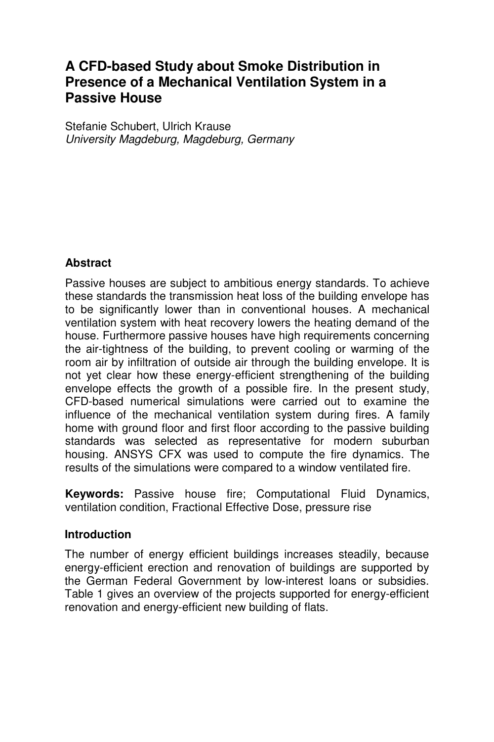# A CFD-based Study about Smoke Distribution in Presence of a Mechanical Ventilation System in a Passive House

Stefanie Schubert, Ulrich Krause
*University Magdeburg, Magdeburg, Germany*

## Abstract

Passive houses are subject to ambitious energy standards. To achieve these standards the transmission heat loss of the building envelope has to be significantly lower than in conventional houses. A mechanical ventilation system with heat recovery lowers the heating demand of the house. Furthermore passive houses have high requirements concerning the air-tightness of the building, to prevent cooling or warming of the room air by infiltration of outside air through the building envelope. It is not yet clear how these energy-efficient strengthening of the building envelope effects the growth of a possible fire. In the present study, CFD-based numerical simulations were carried out to examine the influence of the mechanical ventilation system during fires. A family home with ground floor and first floor according to the passive building standards was selected as representative for modern suburban housing. ANSYS CFX was used to compute the fire dynamics. The results of the simulations were compared to a window ventilated fire.

**Keywords:** Passive house fire; Computational Fluid Dynamics, ventilation condition, Fractional Effective Dose, pressure rise

## Introduction

The number of energy efficient buildings increases steadily, because energy-efficient erection and renovation of buildings are supported by the German Federal Government by low-interest loans or subsidies. Table 1 gives an overview of the projects supported for energy-efficient renovation and energy-efficient new building of flats.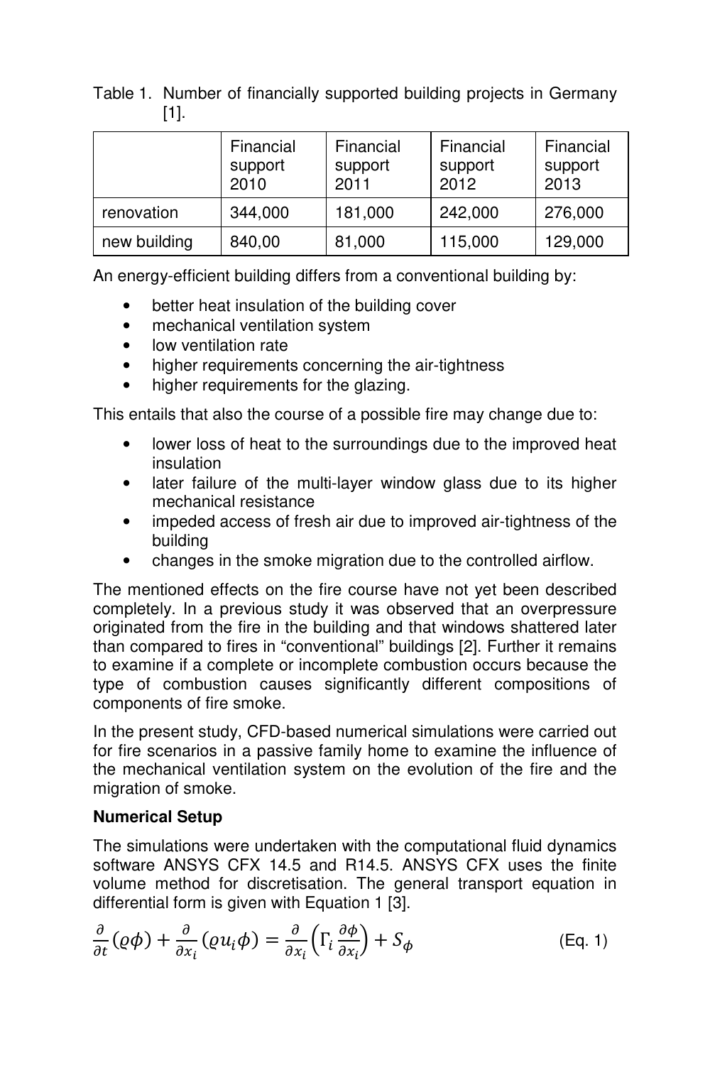Table 1. Number of financially supported building projects in Germany [1].

| | Financial support 2010 | Financial support 2011 | Financial support 2012 | Financial support 2013 |
|---|---|---|---|---|
| renovation | 344,000 | 181,000 | 242,000 | 276,000 |
| new building | 840,00 | 81,000 | 115,000 | 129,000 |

An energy-efficient building differs from a conventional building by:

- better heat insulation of the building cover
- mechanical ventilation system
- low ventilation rate
- higher requirements concerning the air-tightness
- higher requirements for the glazing.

This entails that also the course of a possible fire may change due to:

- lower loss of heat to the surroundings due to the improved heat insulation
- later failure of the multi-layer window glass due to its higher mechanical resistance
- impeded access of fresh air due to improved air-tightness of the building
- changes in the smoke migration due to the controlled airflow.

The mentioned effects on the fire course have not yet been described completely. In a previous study it was observed that an overpressure originated from the fire in the building and that windows shattered later than compared to fires in "conventional" buildings [2]. Further it remains to examine if a complete or incomplete combustion occurs because the type of combustion causes significantly different compositions of components of fire smoke.

In the present study, CFD-based numerical simulations were carried out for fire scenarios in a passive family home to examine the influence of the mechanical ventilation system on the evolution of the fire and the migration of smoke.

**Numerical Setup**

The simulations were undertaken with the computational fluid dynamics software ANSYS CFX 14.5 and R14.5. ANSYS CFX uses the finite volume method for discretisation. The general transport equation in differential form is given with Equation 1 [3].

$$\frac{\partial}{\partial t}(\varrho\phi) + \frac{\partial}{\partial x_i}(\varrho u_i \phi) = \frac{\partial}{\partial x_i}\left(\Gamma_i \frac{\partial \phi}{\partial x_i}\right) + S_\phi \qquad \text{(Eq. 1)}$$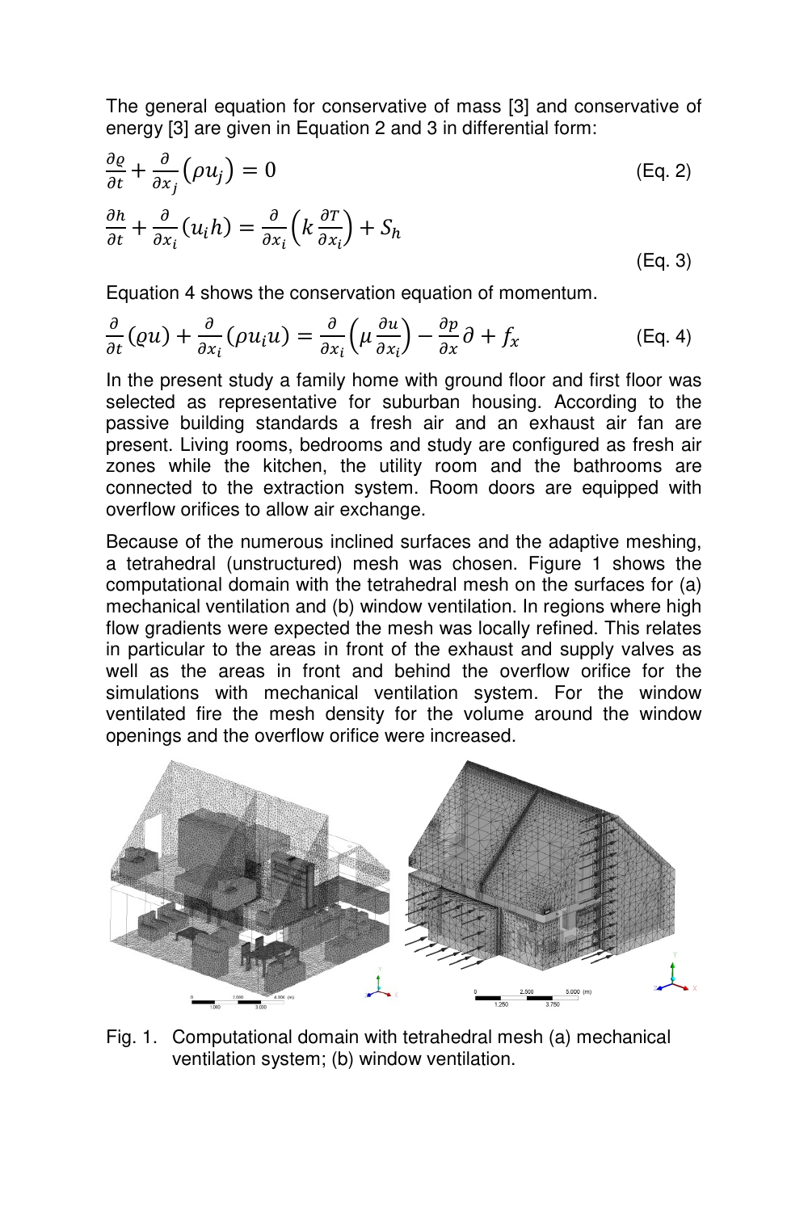The general equation for conservative of mass [3] and conservative of energy [3] are given in Equation 2 and 3 in differential form:

$$\frac{\partial \varrho}{\partial t} + \frac{\partial}{\partial x_j}\left(\rho u_j\right) = 0 \quad \text{(Eq. 2)}$$

$$\frac{\partial h}{\partial t} + \frac{\partial}{\partial x_i}(u_i h) = \frac{\partial}{\partial x_i}\left(k \frac{\partial T}{\partial x_i}\right) + S_h \quad \text{(Eq. 3)}$$

Equation 4 shows the conservation equation of momentum.

$$\frac{\partial}{\partial t}(\varrho u) + \frac{\partial}{\partial x_i}(\rho u_i u) = \frac{\partial}{\partial x_i}\left(\mu \frac{\partial u}{\partial x_i}\right) - \frac{\partial p}{\partial x}\partial + f_x \quad \text{(Eq. 4)}$$

In the present study a family home with ground floor and first floor was selected as representative for suburban housing. According to the passive building standards a fresh air and an exhaust air fan are present. Living rooms, bedrooms and study are configured as fresh air zones while the kitchen, the utility room and the bathrooms are connected to the extraction system. Room doors are equipped with overflow orifices to allow air exchange.

Because of the numerous inclined surfaces and the adaptive meshing, a tetrahedral (unstructured) mesh was chosen. Figure 1 shows the computational domain with the tetrahedral mesh on the surfaces for (a) mechanical ventilation and (b) window ventilation. In regions where high flow gradients were expected the mesh was locally refined. This relates in particular to the areas in front of the exhaust and supply valves as well as the areas in front and behind the overflow orifice for the simulations with mechanical ventilation system. For the window ventilated fire the mesh density for the volume around the window openings and the overflow orifice were increased.

Fig. 1. Computational domain with tetrahedral mesh (a) mechanical ventilation system; (b) window ventilation.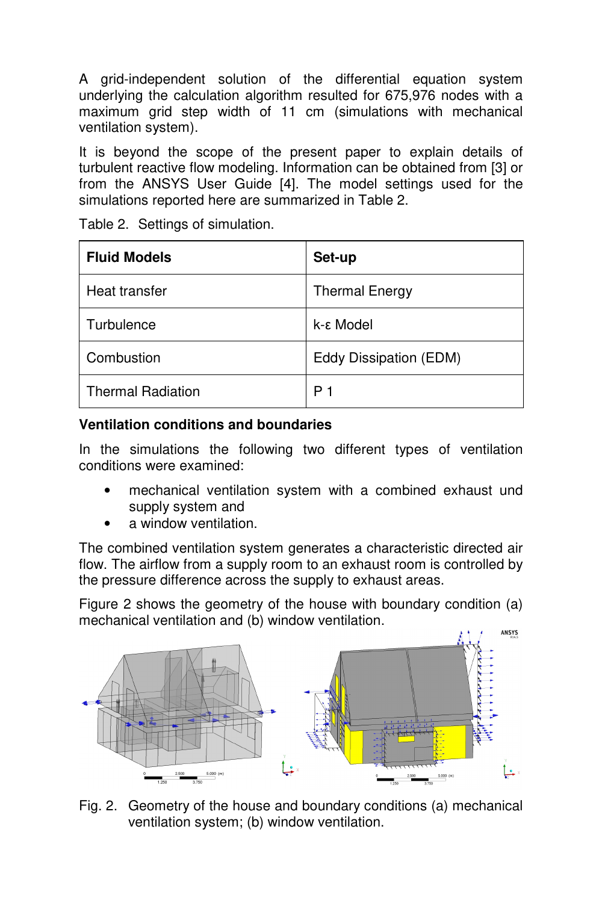A grid-independent solution of the differential equation system underlying the calculation algorithm resulted for 675,976 nodes with a maximum grid step width of 11 cm (simulations with mechanical ventilation system).

It is beyond the scope of the present paper to explain details of turbulent reactive flow modeling. Information can be obtained from [3] or from the ANSYS User Guide [4]. The model settings used for the simulations reported here are summarized in Table 2.

Table 2. Settings of simulation.

| **Fluid Models** | **Set-up** |
|---|---|
| Heat transfer | Thermal Energy |
| Turbulence | k-ε Model |
| Combustion | Eddy Dissipation (EDM) |
| Thermal Radiation | P 1 |

**Ventilation conditions and boundaries**

In the simulations the following two different types of ventilation conditions were examined:

- mechanical ventilation system with a combined exhaust und supply system and
- a window ventilation.

The combined ventilation system generates a characteristic directed air flow. The airflow from a supply room to an exhaust room is controlled by the pressure difference across the supply to exhaust areas.

Figure 2 shows the geometry of the house with boundary condition (a) mechanical ventilation and (b) window ventilation.

Fig. 2. Geometry of the house and boundary conditions (a) mechanical ventilation system; (b) window ventilation.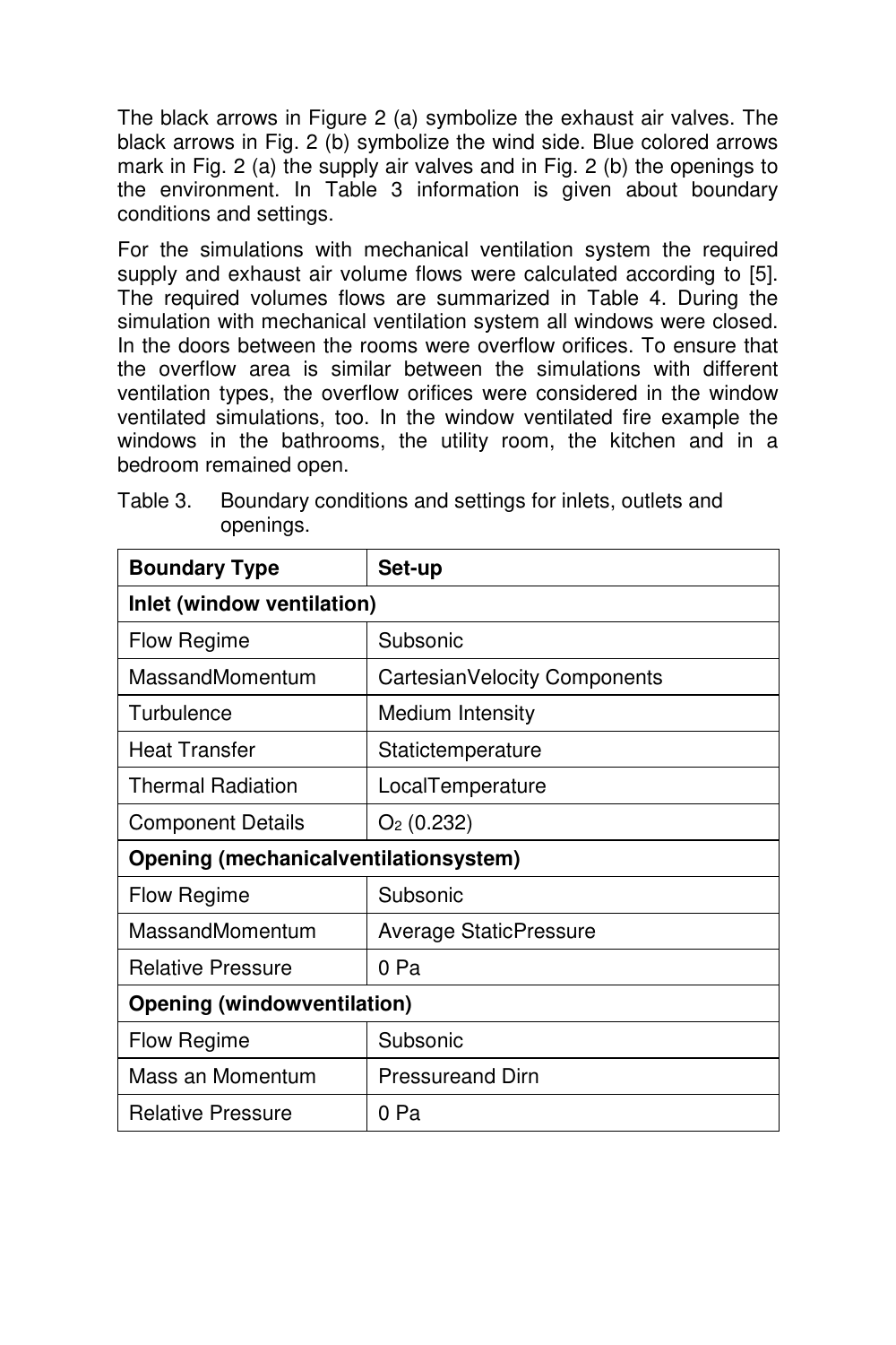The black arrows in Figure 2 (a) symbolize the exhaust air valves. The black arrows in Fig. 2 (b) symbolize the wind side. Blue colored arrows mark in Fig. 2 (a) the supply air valves and in Fig. 2 (b) the openings to the environment. In Table 3 information is given about boundary conditions and settings.

For the simulations with mechanical ventilation system the required supply and exhaust air volume flows were calculated according to [5]. The required volumes flows are summarized in Table 4. During the simulation with mechanical ventilation system all windows were closed. In the doors between the rooms were overflow orifices. To ensure that the overflow area is similar between the simulations with different ventilation types, the overflow orifices were considered in the window ventilated simulations, too. In the window ventilated fire example the windows in the bathrooms, the utility room, the kitchen and in a bedroom remained open.

Table 3. Boundary conditions and settings for inlets, outlets and openings.

| Boundary Type | Set-up |
|---|---|
| **Inlet (window ventilation)** | |
| Flow Regime | Subsonic |
| MassandMomentum | CartesianVelocity Components |
| Turbulence | Medium Intensity |
| Heat Transfer | Statictemperature |
| Thermal Radiation | LocalTemperature |
| Component Details | $O_2$ (0.232) |
| **Opening (mechanicalventilationsystem)** | |
| Flow Regime | Subsonic |
| MassandMomentum | Average StaticPressure |
| Relative Pressure | 0 Pa |
| **Opening (windowventilation)** | |
| Flow Regime | Subsonic |
| Mass an Momentum | Pressureand Dirn |
| Relative Pressure | 0 Pa |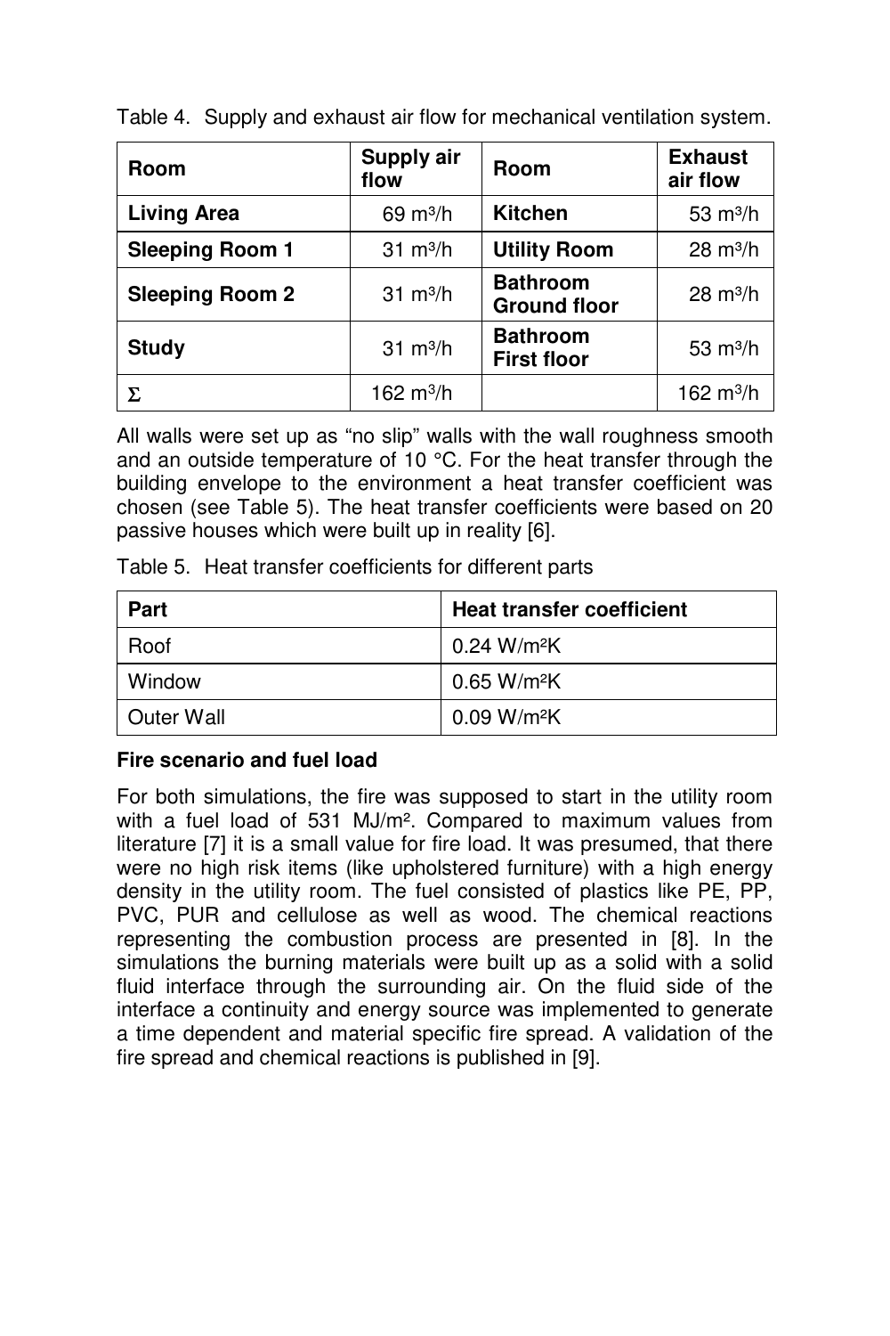Table 4. Supply and exhaust air flow for mechanical ventilation system.

| Room | Supply air flow | Room | Exhaust air flow |
|---|---|---|---|
| **Living Area** | 69 $m^3/h$ | **Kitchen** | 53 $m^3/h$ |
| **Sleeping Room 1** | 31 $m^3/h$ | **Utility Room** | 28 $m^3/h$ |
| **Sleeping Room 2** | 31 $m^3/h$ | **Bathroom Ground floor** | 28 $m^3/h$ |
| **Study** | 31 $m^3/h$ | **Bathroom First floor** | 53 $m^3/h$ |
| $\Sigma$ | 162 $m^3/h$ | | 162 $m^3/h$ |

All walls were set up as "no slip" walls with the wall roughness smooth and an outside temperature of 10 °C. For the heat transfer through the building envelope to the environment a heat transfer coefficient was chosen (see Table 5). The heat transfer coefficients were based on 20 passive houses which were built up in reality [6].

Table 5. Heat transfer coefficients for different parts

| Part | Heat transfer coefficient |
|---|---|
| Roof | 0.24 $W/m^2K$ |
| Window | 0.65 $W/m^2K$ |
| Outer Wall | 0.09 $W/m^2K$ |

**Fire scenario and fuel load**

For both simulations, the fire was supposed to start in the utility room with a fuel load of 531 $MJ/m^2$. Compared to maximum values from literature [7] it is a small value for fire load. It was presumed, that there were no high risk items (like upholstered furniture) with a high energy density in the utility room. The fuel consisted of plastics like PE, PP, PVC, PUR and cellulose as well as wood. The chemical reactions representing the combustion process are presented in [8]. In the simulations the burning materials were built up as a solid with a solid fluid interface through the surrounding air. On the fluid side of the interface a continuity and energy source was implemented to generate a time dependent and material specific fire spread. A validation of the fire spread and chemical reactions is published in [9].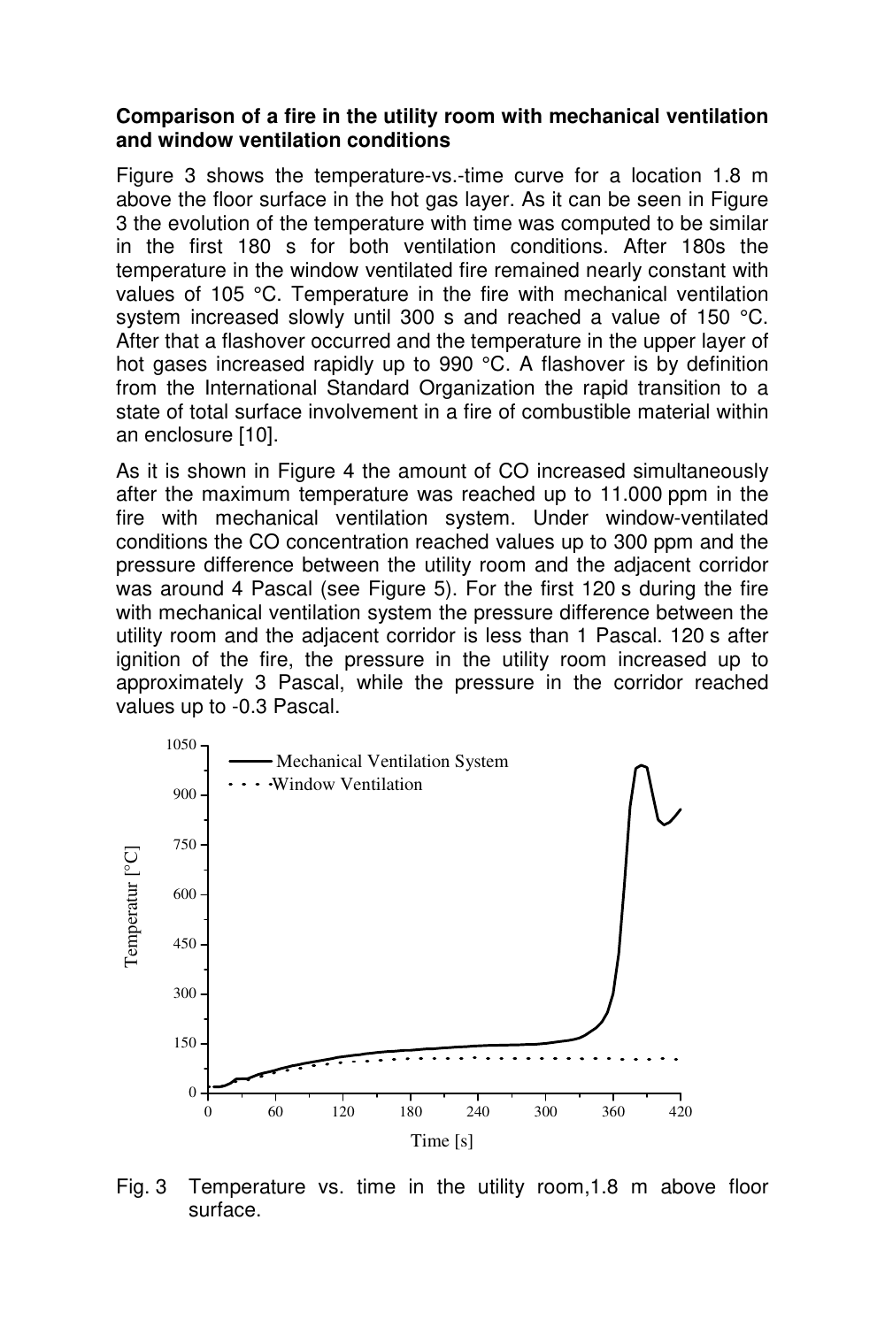**Comparison of a fire in the utility room with mechanical ventilation and window ventilation conditions**

Figure 3 shows the temperature-vs.-time curve for a location 1.8 m above the floor surface in the hot gas layer. As it can be seen in Figure 3 the evolution of the temperature with time was computed to be similar in the first 180 s for both ventilation conditions. After 180s the temperature in the window ventilated fire remained nearly constant with values of 105 °C. Temperature in the fire with mechanical ventilation system increased slowly until 300 s and reached a value of 150 °C. After that a flashover occurred and the temperature in the upper layer of hot gases increased rapidly up to 990 °C. A flashover is by definition from the International Standard Organization the rapid transition to a state of total surface involvement in a fire of combustible material within an enclosure [10].

As it is shown in Figure 4 the amount of CO increased simultaneously after the maximum temperature was reached up to 11.000 ppm in the fire with mechanical ventilation system. Under window-ventilated conditions the CO concentration reached values up to 300 ppm and the pressure difference between the utility room and the adjacent corridor was around 4 Pascal (see Figure 5). For the first 120 s during the fire with mechanical ventilation system the pressure difference between the utility room and the adjacent corridor is less than 1 Pascal. 120 s after ignition of the fire, the pressure in the utility room increased up to approximately 3 Pascal, while the pressure in the corridor reached values up to -0.3 Pascal.

Fig. 3 Temperature vs. time in the utility room,1.8 m above floor surface.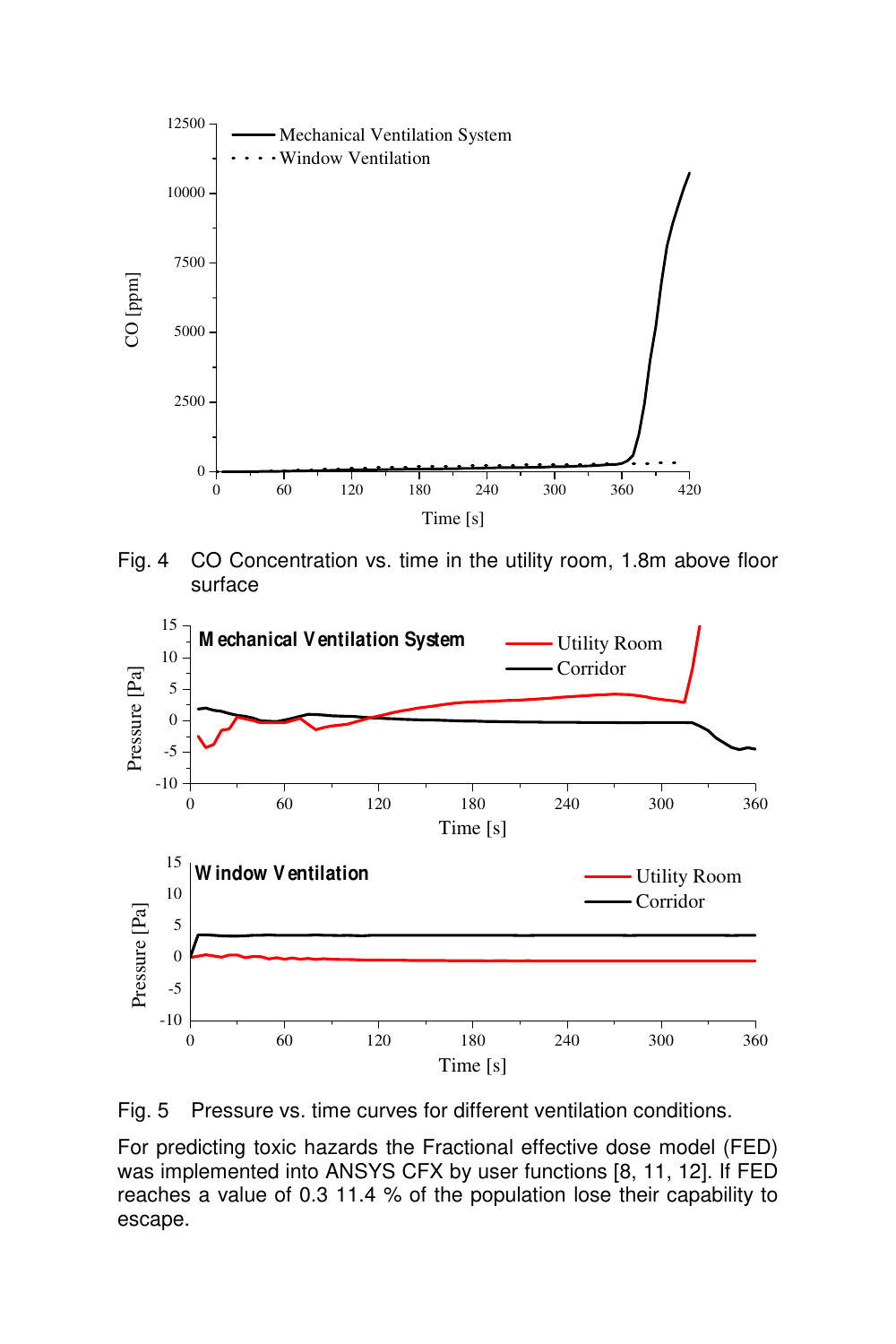Fig. 4 CO Concentration vs. time in the utility room, 1.8m above floor surface

Fig. 5 Pressure vs. time curves for different ventilation conditions.

For predicting toxic hazards the Fractional effective dose model (FED) was implemented into ANSYS CFX by user functions [8, 11, 12]. If FED reaches a value of 0.3 11.4 % of the population lose their capability to escape.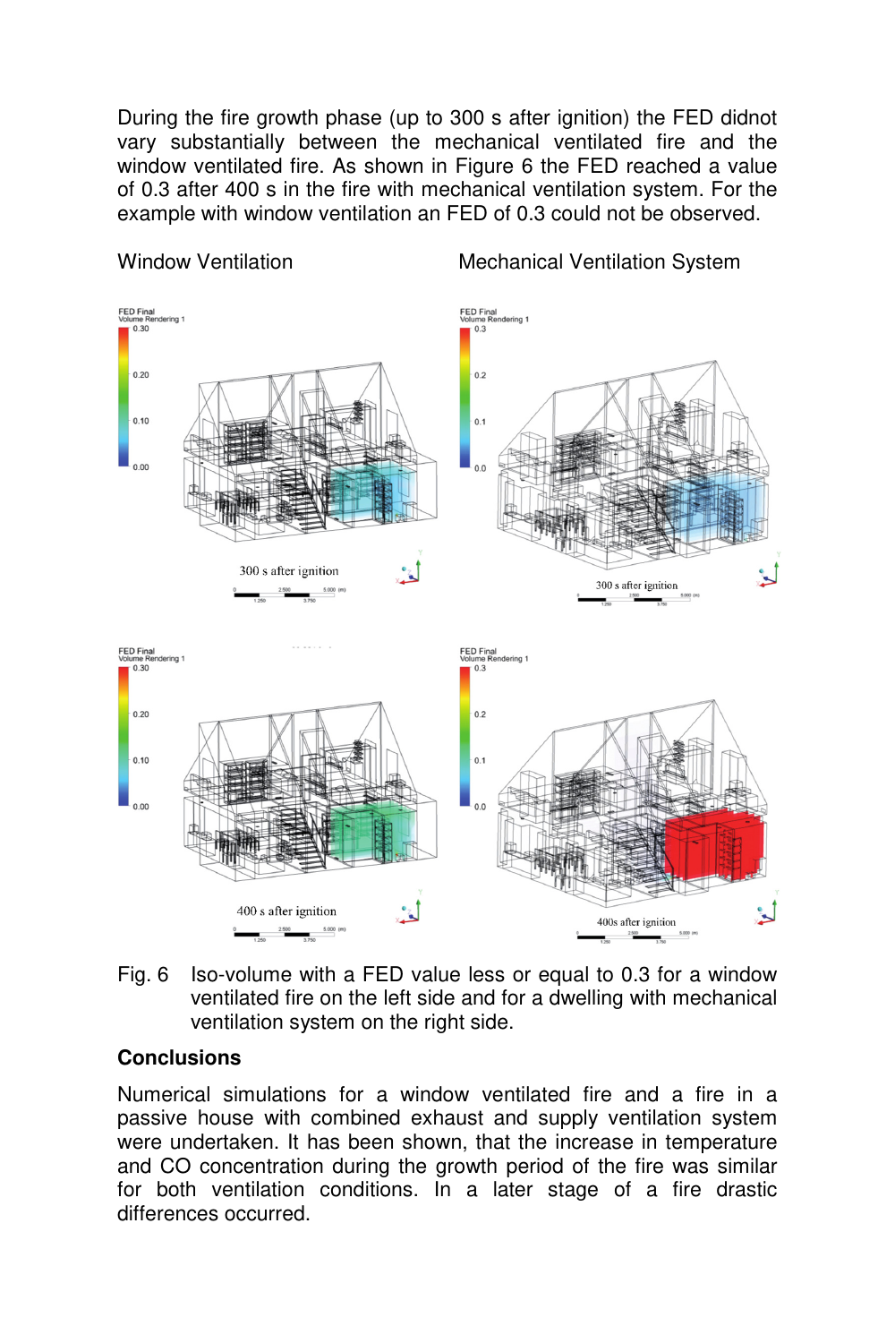During the fire growth phase (up to 300 s after ignition) the FED didnot vary substantially between the mechanical ventilated fire and the window ventilated fire. As shown in Figure 6 the FED reached a value of 0.3 after 400 s in the fire with mechanical ventilation system. For the example with window ventilation an FED of 0.3 could not be observed.

Window Ventilation Mechanical Ventilation System

Fig. 6 Iso-volume with a FED value less or equal to 0.3 for a window ventilated fire on the left side and for a dwelling with mechanical ventilation system on the right side.

## Conclusions

Numerical simulations for a window ventilated fire and a fire in a passive house with combined exhaust and supply ventilation system were undertaken. It has been shown, that the increase in temperature and CO concentration during the growth period of the fire was similar for both ventilation conditions. In a later stage of a fire drastic differences occurred.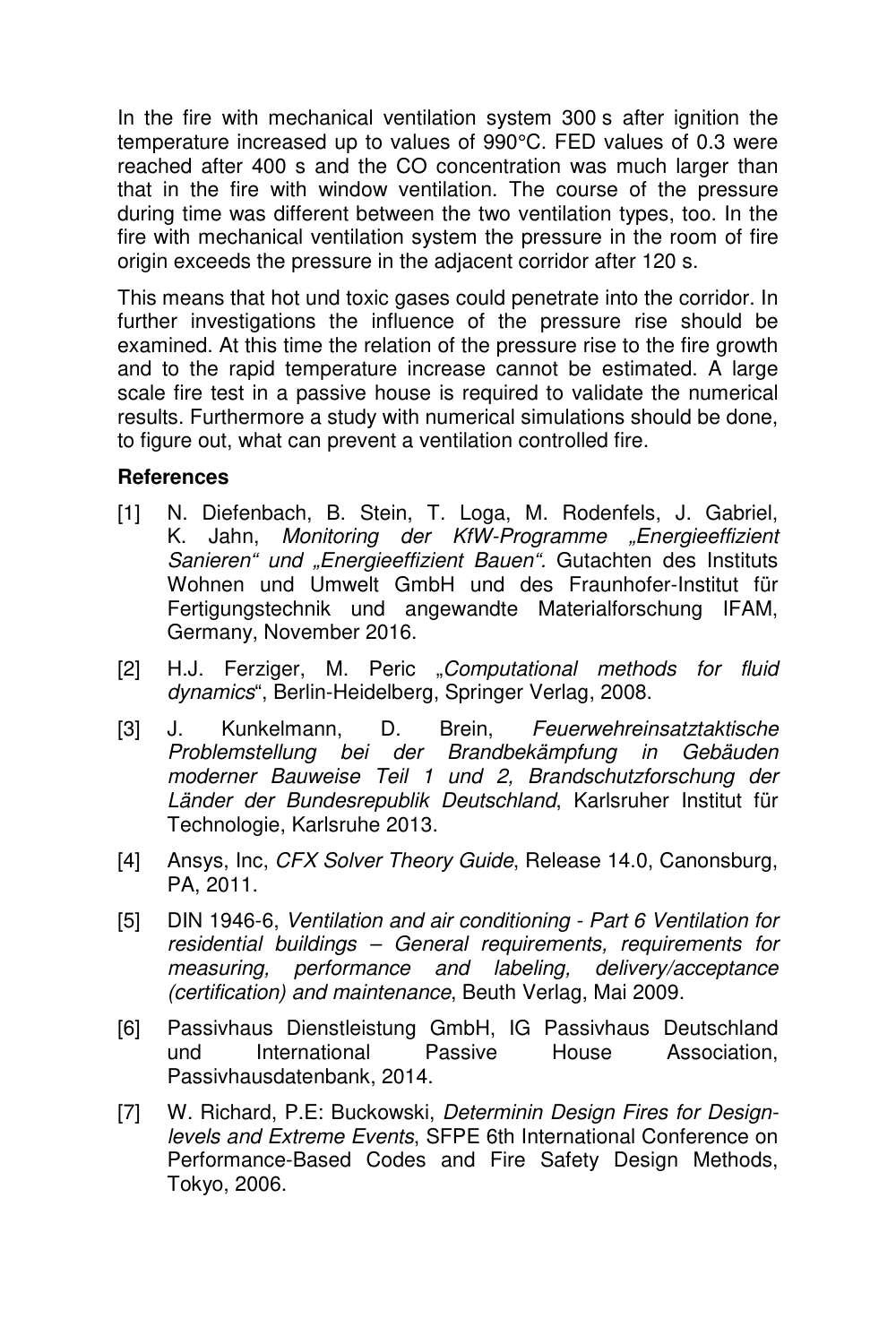In the fire with mechanical ventilation system 300 s after ignition the temperature increased up to values of 990°C. FED values of 0.3 were reached after 400 s and the CO concentration was much larger than that in the fire with window ventilation. The course of the pressure during time was different between the two ventilation types, too. In the fire with mechanical ventilation system the pressure in the room of fire origin exceeds the pressure in the adjacent corridor after 120 s.

This means that hot und toxic gases could penetrate into the corridor. In further investigations the influence of the pressure rise should be examined. At this time the relation of the pressure rise to the fire growth and to the rapid temperature increase cannot be estimated. A large scale fire test in a passive house is required to validate the numerical results. Furthermore a study with numerical simulations should be done, to figure out, what can prevent a ventilation controlled fire.

**References**

[1] N. Diefenbach, B. Stein, T. Loga, M. Rodenfels, J. Gabriel, K. Jahn, *Monitoring der KfW-Programme „Energieeffizient Sanieren" und „Energieeffizient Bauen".* Gutachten des Instituts Wohnen und Umwelt GmbH und des Fraunhofer-Institut für Fertigungstechnik und angewandte Materialforschung IFAM, Germany, November 2016.

[2] H.J. Ferziger, M. Peric „*Computational methods for fluid dynamics*", Berlin-Heidelberg, Springer Verlag, 2008.

[3] J. Kunkelmann, D. Brein, *Feuerwehreinsatztaktische Problemstellung bei der Brandbekämpfung in Gebäuden moderner Bauweise Teil 1 und 2, Brandschutzforschung der Länder der Bundesrepublik Deutschland*, Karlsruher Institut für Technologie, Karlsruhe 2013.

[4] Ansys, Inc, *CFX Solver Theory Guide*, Release 14.0, Canonsburg, PA, 2011.

[5] DIN 1946-6, *Ventilation and air conditioning - Part 6 Ventilation for residential buildings – General requirements, requirements for measuring, performance and labeling, delivery/acceptance (certification) and maintenance*, Beuth Verlag, Mai 2009.

[6] Passivhaus Dienstleistung GmbH, IG Passivhaus Deutschland und International Passive House Association, Passivhausdatenbank, 2014.

[7] W. Richard, P.E: Buckowski, *Determinin Design Fires for Design-levels and Extreme Events*, SFPE 6th International Conference on Performance-Based Codes and Fire Safety Design Methods, Tokyo, 2006.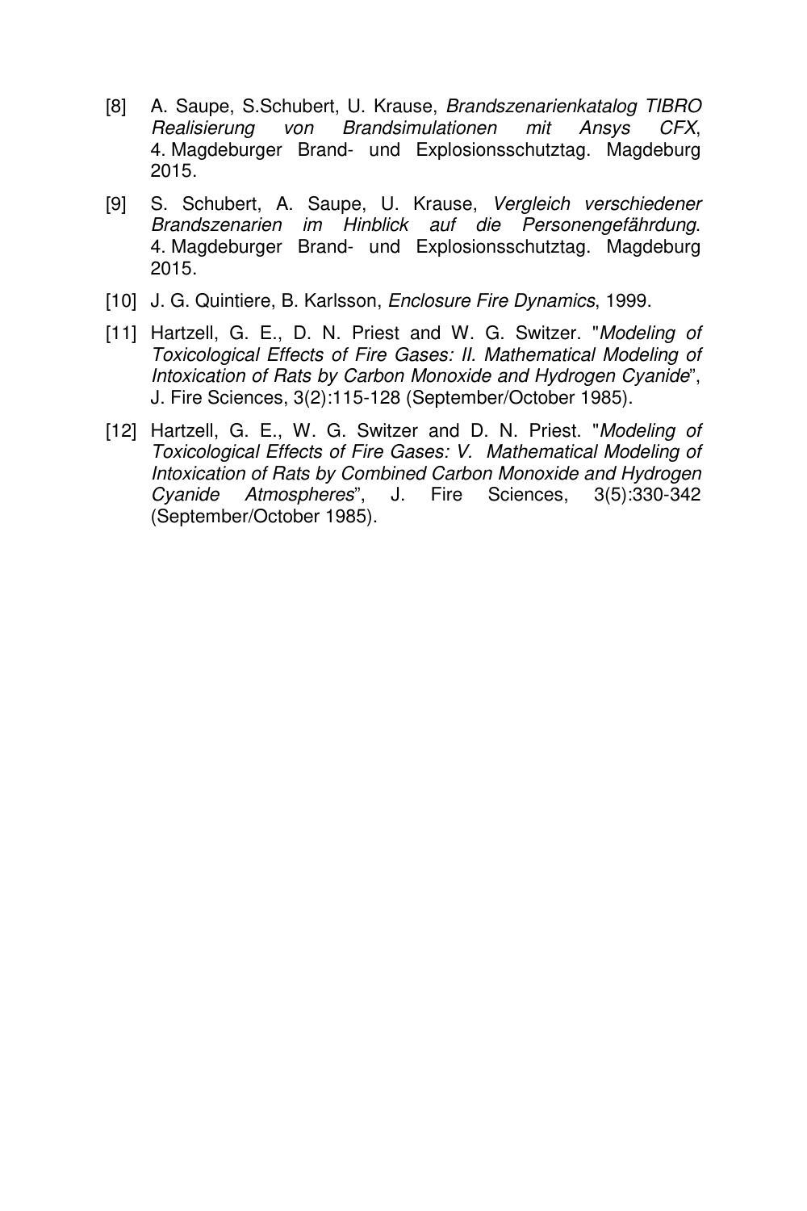[8] A. Saupe, S.Schubert, U. Krause, *Brandszenarienkatalog TIBRO Realisierung von Brandsimulationen mit Ansys CFX*, 4. Magdeburger Brand- und Explosionsschutztag. Magdeburg 2015.

[9] S. Schubert, A. Saupe, U. Krause, *Vergleich verschiedener Brandszenarien im Hinblick auf die Personengefährdung*. 4. Magdeburger Brand- und Explosionsschutztag. Magdeburg 2015.

[10] J. G. Quintiere, B. Karlsson, *Enclosure Fire Dynamics*, 1999.

[11] Hartzell, G. E., D. N. Priest and W. G. Switzer. "*Modeling of Toxicological Effects of Fire Gases: II. Mathematical Modeling of Intoxication of Rats by Carbon Monoxide and Hydrogen Cyanide*", J. Fire Sciences, 3(2):115-128 (September/October 1985).

[12] Hartzell, G. E., W. G. Switzer and D. N. Priest. "*Modeling of Toxicological Effects of Fire Gases: V. Mathematical Modeling of Intoxication of Rats by Combined Carbon Monoxide and Hydrogen Cyanide Atmospheres*", J. Fire Sciences, 3(5):330-342 (September/October 1985).